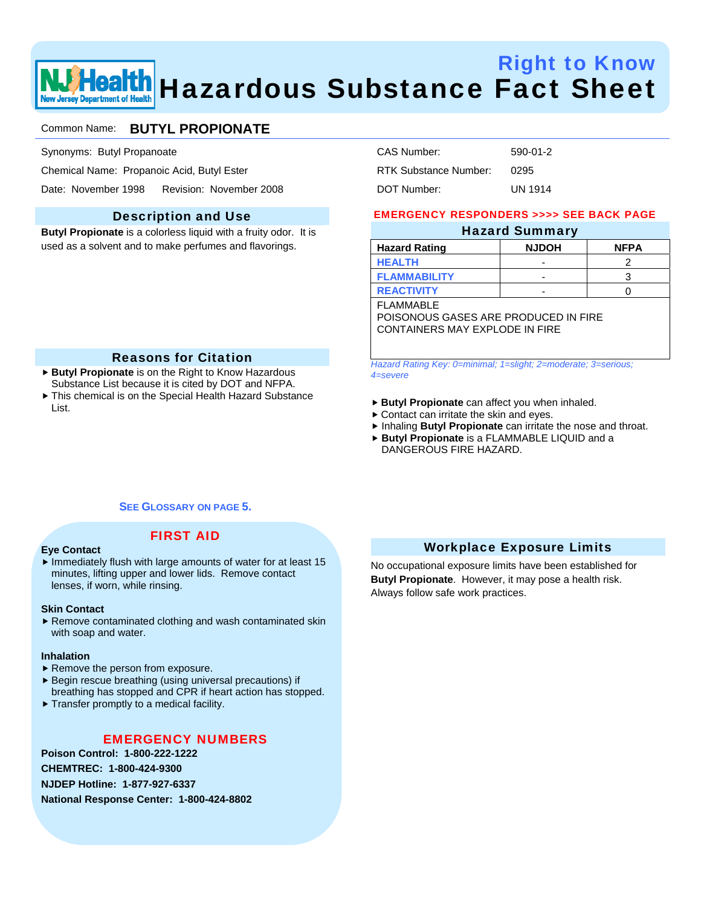# Right to Know Hazardous Substance Fact Sheet

Common Name: **BUTYL PROPIONATE**

Synonyms: Butyl Propanoate

Chemical Name: Propanoic Acid, Butyl Ester

Date: November 1998 Revision: November 2008

CAS Number: 590-01-2

RTK Substance Number: 0295

DOT Number: UN 1914

## Description and Use

**Butyl Propionate** is a colorless liquid with a fruity odor. It is used as a solvent and to make perfumes and flavorings.

## Reasons for Citation

- **Butyl Propionate** is on the Right to Know Hazardous Substance List because it is cited by DOT and NFPA.
- This chemical is on the Special Health Hazard Substance List.

**SEE GLOSSARY ON PAGE 5.**

**EMERGENCY RESPONDERS >>>> SEE BACK PAGE**

## Hazard Summary

| Hazard Rating | NJDOH | NFPA |
|---|---|---|
| HEALTH | - | 2 |
| FLAMMABILITY | - | 3 |
| REACTIVITY | - | 0 |

FLAMMABLE
POISONOUS GASES ARE PRODUCED IN FIRE
CONTAINERS MAY EXPLODE IN FIRE

*Hazard Rating Key: 0=minimal; 1=slight; 2=moderate; 3=serious; 4=severe*

- **Butyl Propionate** can affect you when inhaled.
- Contact can irritate the skin and eyes.
- Inhaling **Butyl Propionate** can irritate the nose and throat.
- **Butyl Propionate** is a FLAMMABLE LIQUID and a DANGEROUS FIRE HAZARD.

## FIRST AID

**Eye Contact**

- Immediately flush with large amounts of water for at least 15 minutes, lifting upper and lower lids. Remove contact lenses, if worn, while rinsing.

**Skin Contact**

- Remove contaminated clothing and wash contaminated skin with soap and water.

**Inhalation**

- Remove the person from exposure.
- Begin rescue breathing (using universal precautions) if breathing has stopped and CPR if heart action has stopped.
- Transfer promptly to a medical facility.

## EMERGENCY NUMBERS

**Poison Control: 1-800-222-1222**

**CHEMTREC: 1-800-424-9300**

**NJDEP Hotline: 1-877-927-6337**

**National Response Center: 1-800-424-8802**

## Workplace Exposure Limits

No occupational exposure limits have been established for **Butyl Propionate**. However, it may pose a health risk. Always follow safe work practices.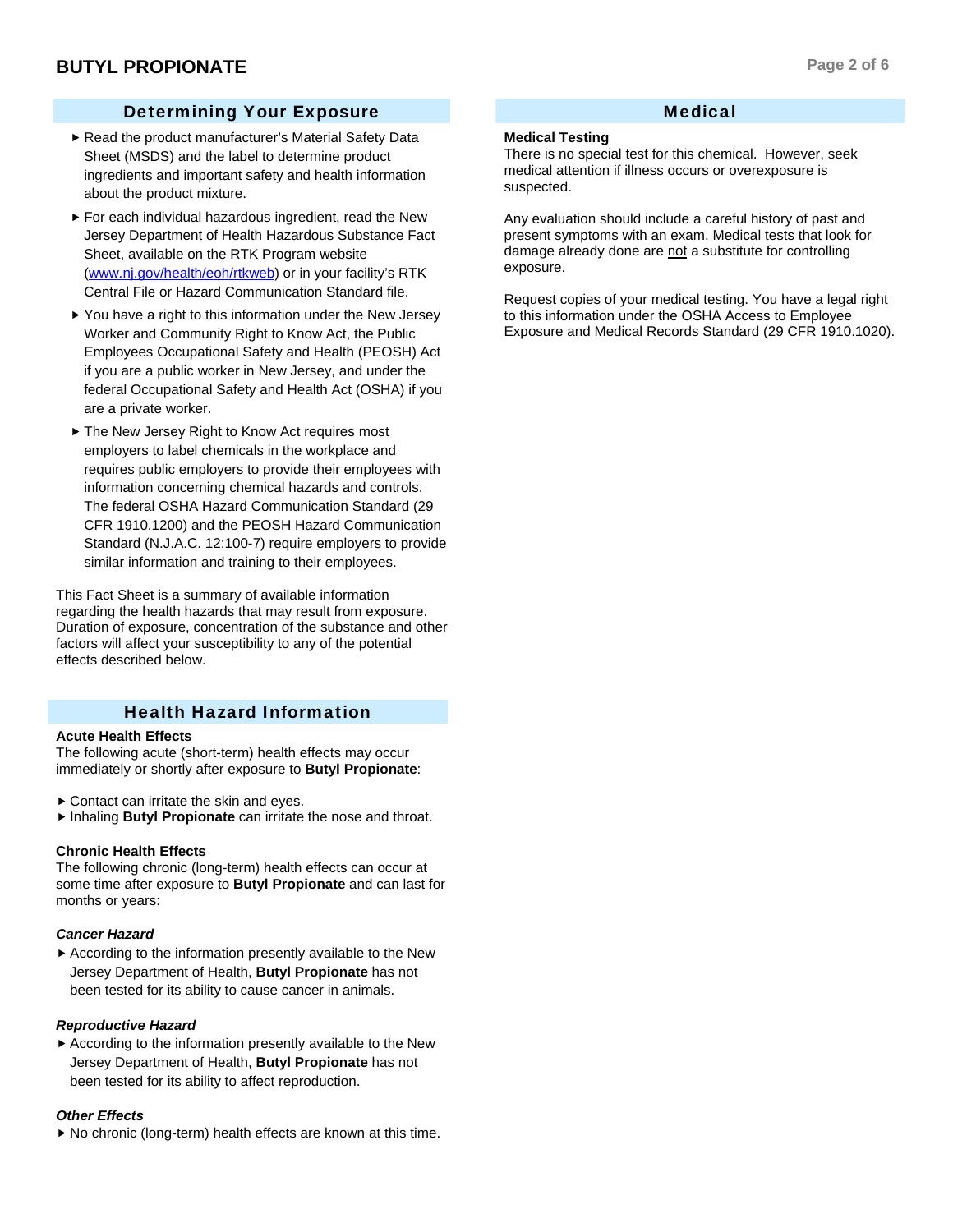## Determining Your Exposure

- Read the product manufacturer's Material Safety Data Sheet (MSDS) and the label to determine product ingredients and important safety and health information about the product mixture.
- For each individual hazardous ingredient, read the New Jersey Department of Health Hazardous Substance Fact Sheet, available on the RTK Program website ([www.nj.gov/health/eoh/rtkweb](www.nj.gov/health/eoh/rtkweb)) or in your facility's RTK Central File or Hazard Communication Standard file.
- You have a right to this information under the New Jersey Worker and Community Right to Know Act, the Public Employees Occupational Safety and Health (PEOSH) Act if you are a public worker in New Jersey, and under the federal Occupational Safety and Health Act (OSHA) if you are a private worker.
- The New Jersey Right to Know Act requires most employers to label chemicals in the workplace and requires public employers to provide their employees with information concerning chemical hazards and controls. The federal OSHA Hazard Communication Standard (29 CFR 1910.1200) and the PEOSH Hazard Communication Standard (N.J.A.C. 12:100-7) require employers to provide similar information and training to their employees.

This Fact Sheet is a summary of available information regarding the health hazards that may result from exposure. Duration of exposure, concentration of the substance and other factors will affect your susceptibility to any of the potential effects described below.

## Health Hazard Information

**Acute Health Effects**

The following acute (short-term) health effects may occur immediately or shortly after exposure to **Butyl Propionate**:

- Contact can irritate the skin and eyes.
- Inhaling **Butyl Propionate** can irritate the nose and throat.

**Chronic Health Effects**

The following chronic (long-term) health effects can occur at some time after exposure to **Butyl Propionate** and can last for months or years:

***Cancer Hazard***

- According to the information presently available to the New Jersey Department of Health, **Butyl Propionate** has not been tested for its ability to cause cancer in animals.

***Reproductive Hazard***

- According to the information presently available to the New Jersey Department of Health, **Butyl Propionate** has not been tested for its ability to affect reproduction.

***Other Effects***

- No chronic (long-term) health effects are known at this time.

## Medical

**Medical Testing**

There is no special test for this chemical. However, seek medical attention if illness occurs or overexposure is suspected.

Any evaluation should include a careful history of past and present symptoms with an exam. Medical tests that look for damage already done are not a substitute for controlling exposure.

Request copies of your medical testing. You have a legal right to this information under the OSHA Access to Employee Exposure and Medical Records Standard (29 CFR 1910.1020).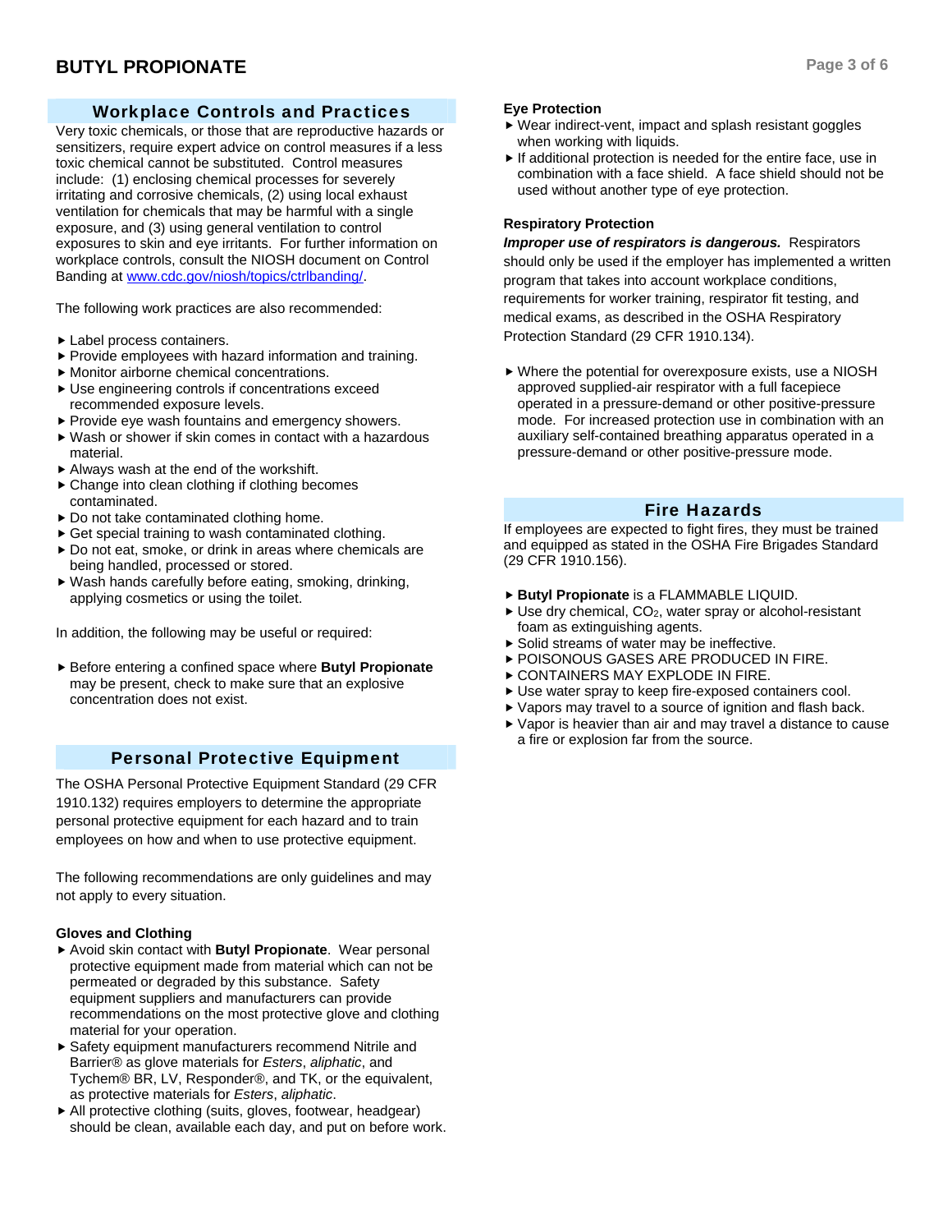## Workplace Controls and Practices

Very toxic chemicals, or those that are reproductive hazards or sensitizers, require expert advice on control measures if a less toxic chemical cannot be substituted. Control measures include: (1) enclosing chemical processes for severely irritating and corrosive chemicals, (2) using local exhaust ventilation for chemicals that may be harmful with a single exposure, and (3) using general ventilation to control exposures to skin and eye irritants. For further information on workplace controls, consult the NIOSH document on Control Banding at www.cdc.gov/niosh/topics/ctrlbanding/.

The following work practices are also recommended:

- Label process containers.
- Provide employees with hazard information and training.
- Monitor airborne chemical concentrations.
- Use engineering controls if concentrations exceed recommended exposure levels.
- Provide eye wash fountains and emergency showers.
- Wash or shower if skin comes in contact with a hazardous material.
- Always wash at the end of the workshift.
- Change into clean clothing if clothing becomes contaminated.
- Do not take contaminated clothing home.
- Get special training to wash contaminated clothing.
- Do not eat, smoke, or drink in areas where chemicals are being handled, processed or stored.
- Wash hands carefully before eating, smoking, drinking, applying cosmetics or using the toilet.

In addition, the following may be useful or required:

- Before entering a confined space where **Butyl Propionate** may be present, check to make sure that an explosive concentration does not exist.

## Personal Protective Equipment

The OSHA Personal Protective Equipment Standard (29 CFR 1910.132) requires employers to determine the appropriate personal protective equipment for each hazard and to train employees on how and when to use protective equipment.

The following recommendations are only guidelines and may not apply to every situation.

### Gloves and Clothing

- Avoid skin contact with **Butyl Propionate**. Wear personal protective equipment made from material which can not be permeated or degraded by this substance. Safety equipment suppliers and manufacturers can provide recommendations on the most protective glove and clothing material for your operation.
- Safety equipment manufacturers recommend Nitrile and Barrier® as glove materials for *Esters*, *aliphatic*, and Tychem® BR, LV, Responder®, and TK, or the equivalent, as protective materials for *Esters*, *aliphatic*.
- All protective clothing (suits, gloves, footwear, headgear) should be clean, available each day, and put on before work.

### Eye Protection

- Wear indirect-vent, impact and splash resistant goggles when working with liquids.
- If additional protection is needed for the entire face, use in combination with a face shield. A face shield should not be used without another type of eye protection.

### Respiratory Protection

***Improper use of respirators is dangerous.*** Respirators should only be used if the employer has implemented a written program that takes into account workplace conditions, requirements for worker training, respirator fit testing, and medical exams, as described in the OSHA Respiratory Protection Standard (29 CFR 1910.134).

- Where the potential for overexposure exists, use a NIOSH approved supplied-air respirator with a full facepiece operated in a pressure-demand or other positive-pressure mode. For increased protection use in combination with an auxiliary self-contained breathing apparatus operated in a pressure-demand or other positive-pressure mode.

## Fire Hazards

If employees are expected to fight fires, they must be trained and equipped as stated in the OSHA Fire Brigades Standard (29 CFR 1910.156).

- **Butyl Propionate** is a FLAMMABLE LIQUID.
- Use dry chemical, $CO_2$, water spray or alcohol-resistant foam as extinguishing agents.
- Solid streams of water may be ineffective.
- POISONOUS GASES ARE PRODUCED IN FIRE.
- CONTAINERS MAY EXPLODE IN FIRE.
- Use water spray to keep fire-exposed containers cool.
- Vapors may travel to a source of ignition and flash back.
- Vapor is heavier than air and may travel a distance to cause a fire or explosion far from the source.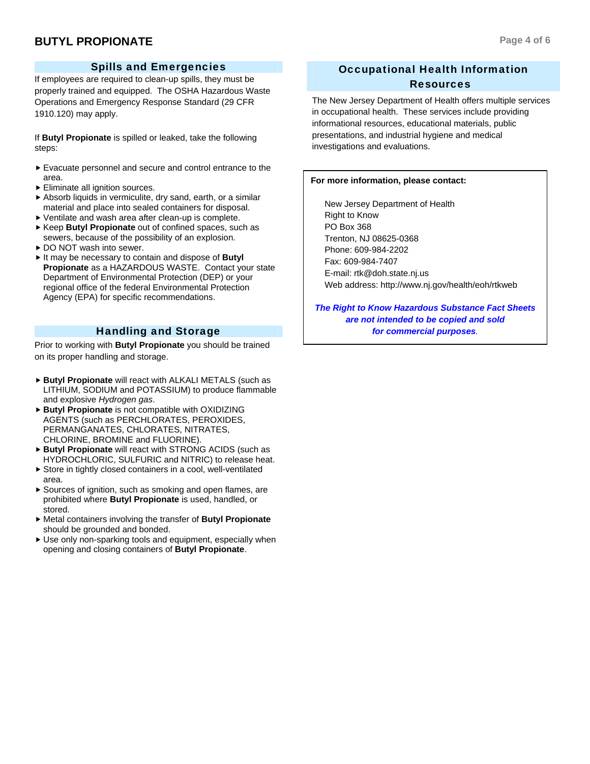## Spills and Emergencies

If employees are required to clean-up spills, they must be properly trained and equipped. The OSHA Hazardous Waste Operations and Emergency Response Standard (29 CFR 1910.120) may apply.

If **Butyl Propionate** is spilled or leaked, take the following steps:

- Evacuate personnel and secure and control entrance to the area.
- Eliminate all ignition sources.
- Absorb liquids in vermiculite, dry sand, earth, or a similar material and place into sealed containers for disposal.
- Ventilate and wash area after clean-up is complete.
- Keep **Butyl Propionate** out of confined spaces, such as sewers, because of the possibility of an explosion.
- DO NOT wash into sewer.
- It may be necessary to contain and dispose of **Butyl Propionate** as a HAZARDOUS WASTE. Contact your state Department of Environmental Protection (DEP) or your regional office of the federal Environmental Protection Agency (EPA) for specific recommendations.

## Handling and Storage

Prior to working with **Butyl Propionate** you should be trained on its proper handling and storage.

- **Butyl Propionate** will react with ALKALI METALS (such as LITHIUM, SODIUM and POTASSIUM) to produce flammable and explosive *Hydrogen gas*.
- **Butyl Propionate** is not compatible with OXIDIZING AGENTS (such as PERCHLORATES, PEROXIDES, PERMANGANATES, CHLORATES, NITRATES, CHLORINE, BROMINE and FLUORINE).
- **Butyl Propionate** will react with STRONG ACIDS (such as HYDROCHLORIC, SULFURIC and NITRIC) to release heat.
- Store in tightly closed containers in a cool, well-ventilated area.
- Sources of ignition, such as smoking and open flames, are prohibited where **Butyl Propionate** is used, handled, or stored.
- Metal containers involving the transfer of **Butyl Propionate** should be grounded and bonded.
- Use only non-sparking tools and equipment, especially when opening and closing containers of **Butyl Propionate**.

## Occupational Health Information Resources

The New Jersey Department of Health offers multiple services in occupational health. These services include providing informational resources, educational materials, public presentations, and industrial hygiene and medical investigations and evaluations.

**For more information, please contact:**

New Jersey Department of Health
Right to Know
PO Box 368
Trenton, NJ 08625-0368
Phone: 609-984-2202
Fax: 609-984-7407
E-mail: rtk@doh.state.nj.us
Web address: http://www.nj.gov/health/eoh/rtkweb

***The Right to Know Hazardous Substance Fact Sheets are not intended to be copied and sold for commercial purposes.***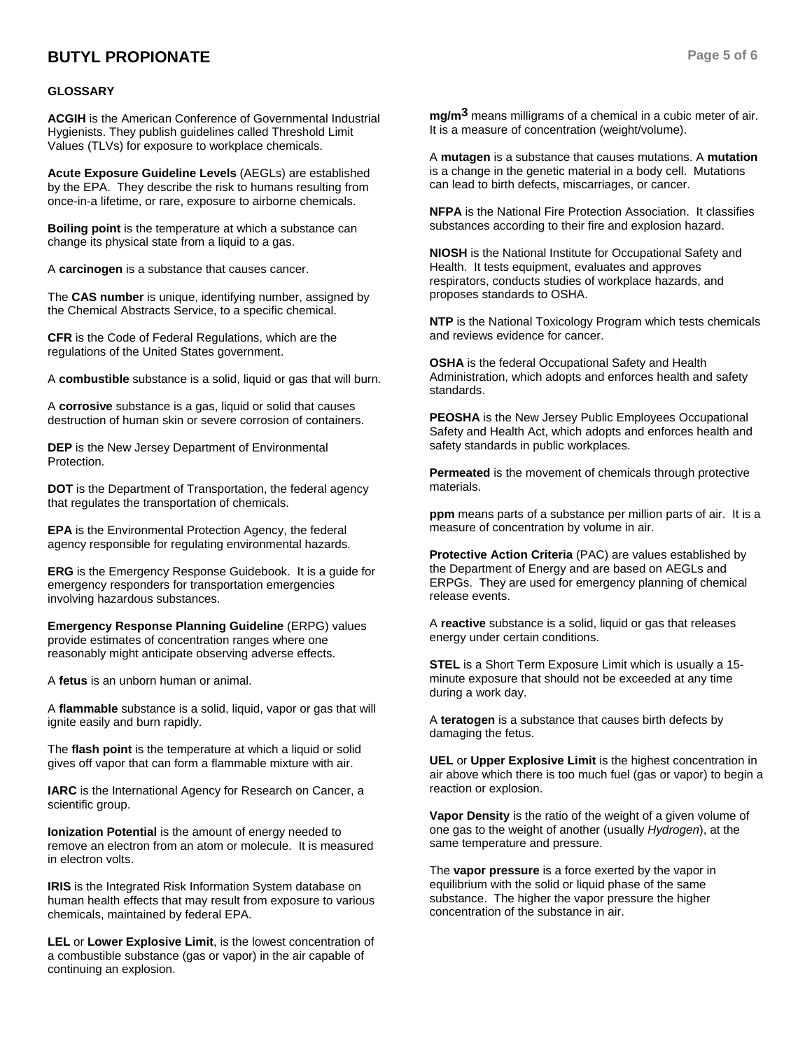### GLOSSARY

**ACGIH** is the American Conference of Governmental Industrial Hygienists. They publish guidelines called Threshold Limit Values (TLVs) for exposure to workplace chemicals.

**Acute Exposure Guideline Levels** (AEGLs) are established by the EPA. They describe the risk to humans resulting from once-in-a lifetime, or rare, exposure to airborne chemicals.

**Boiling point** is the temperature at which a substance can change its physical state from a liquid to a gas.

A **carcinogen** is a substance that causes cancer.

The **CAS number** is unique, identifying number, assigned by the Chemical Abstracts Service, to a specific chemical.

**CFR** is the Code of Federal Regulations, which are the regulations of the United States government.

A **combustible** substance is a solid, liquid or gas that will burn.

A **corrosive** substance is a gas, liquid or solid that causes destruction of human skin or severe corrosion of containers.

**DEP** is the New Jersey Department of Environmental Protection.

**DOT** is the Department of Transportation, the federal agency that regulates the transportation of chemicals.

**EPA** is the Environmental Protection Agency, the federal agency responsible for regulating environmental hazards.

**ERG** is the Emergency Response Guidebook. It is a guide for emergency responders for transportation emergencies involving hazardous substances.

**Emergency Response Planning Guideline** (ERPG) values provide estimates of concentration ranges where one reasonably might anticipate observing adverse effects.

A **fetus** is an unborn human or animal.

A **flammable** substance is a solid, liquid, vapor or gas that will ignite easily and burn rapidly.

The **flash point** is the temperature at which a liquid or solid gives off vapor that can form a flammable mixture with air.

**IARC** is the International Agency for Research on Cancer, a scientific group.

**Ionization Potential** is the amount of energy needed to remove an electron from an atom or molecule. It is measured in electron volts.

**IRIS** is the Integrated Risk Information System database on human health effects that may result from exposure to various chemicals, maintained by federal EPA.

**LEL** or **Lower Explosive Limit**, is the lowest concentration of a combustible substance (gas or vapor) in the air capable of continuing an explosion.

**mg/m$^3$** means milligrams of a chemical in a cubic meter of air. It is a measure of concentration (weight/volume).

A **mutagen** is a substance that causes mutations. A **mutation** is a change in the genetic material in a body cell. Mutations can lead to birth defects, miscarriages, or cancer.

**NFPA** is the National Fire Protection Association. It classifies substances according to their fire and explosion hazard.

**NIOSH** is the National Institute for Occupational Safety and Health. It tests equipment, evaluates and approves respirators, conducts studies of workplace hazards, and proposes standards to OSHA.

**NTP** is the National Toxicology Program which tests chemicals and reviews evidence for cancer.

**OSHA** is the federal Occupational Safety and Health Administration, which adopts and enforces health and safety standards.

**PEOSHA** is the New Jersey Public Employees Occupational Safety and Health Act, which adopts and enforces health and safety standards in public workplaces.

**Permeated** is the movement of chemicals through protective materials.

**ppm** means parts of a substance per million parts of air. It is a measure of concentration by volume in air.

**Protective Action Criteria** (PAC) are values established by the Department of Energy and are based on AEGLs and ERPGs. They are used for emergency planning of chemical release events.

A **reactive** substance is a solid, liquid or gas that releases energy under certain conditions.

**STEL** is a Short Term Exposure Limit which is usually a 15-minute exposure that should not be exceeded at any time during a work day.

A **teratogen** is a substance that causes birth defects by damaging the fetus.

**UEL** or **Upper Explosive Limit** is the highest concentration in air above which there is too much fuel (gas or vapor) to begin a reaction or explosion.

**Vapor Density** is the ratio of the weight of a given volume of one gas to the weight of another (usually *Hydrogen*), at the same temperature and pressure.

The **vapor pressure** is a force exerted by the vapor in equilibrium with the solid or liquid phase of the same substance. The higher the vapor pressure the higher concentration of the substance in air.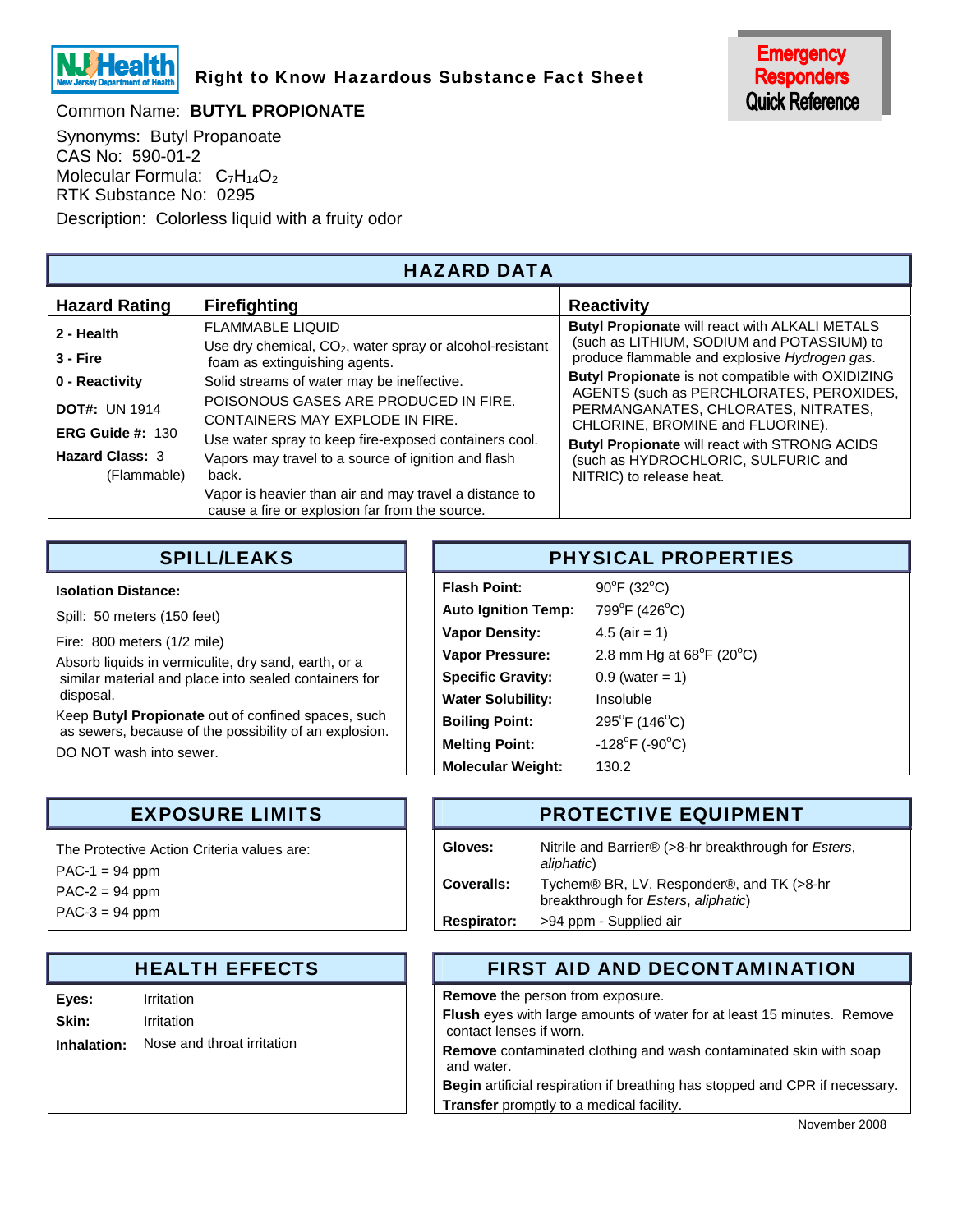Right to Know Hazardous Substance Fact Sheet

**Emergency Responders Quick Reference**

Common Name: **BUTYL PROPIONATE**

Synonyms: Butyl Propanoate
CAS No: 590-01-2
Molecular Formula: $C_7H_{14}O_2$
RTK Substance No: 0295

Description: Colorless liquid with a fruity odor

## HAZARD DATA

| Hazard Rating | Firefighting | Reactivity |
|---|---|---|
| **2 - Health**<br>**3 - Fire**<br>**0 - Reactivity**<br>**DOT#:** UN 1914<br>**ERG Guide #:** 130<br>**Hazard Class:** 3 (Flammable) | FLAMMABLE LIQUID<br>Use dry chemical, $CO_2$, water spray or alcohol-resistant foam as extinguishing agents.<br>Solid streams of water may be ineffective.<br>POISONOUS GASES ARE PRODUCED IN FIRE.<br>CONTAINERS MAY EXPLODE IN FIRE.<br>Use water spray to keep fire-exposed containers cool.<br>Vapors may travel to a source of ignition and flash back.<br>Vapor is heavier than air and may travel a distance to cause a fire or explosion far from the source. | **Butyl Propionate** will react with ALKALI METALS (such as LITHIUM, SODIUM and POTASSIUM) to produce flammable and explosive *Hydrogen gas*.<br>**Butyl Propionate** is not compatible with OXIDIZING AGENTS (such as PERCHLORATES, PEROXIDES, PERMANGANATES, CHLORATES, NITRATES, CHLORINE, BROMINE and FLUORINE).<br>**Butyl Propionate** will react with STRONG ACIDS (such as HYDROCHLORIC, SULFURIC and NITRIC) to release heat. |

## SPILL/LEAKS

**Isolation Distance:**

Spill: 50 meters (150 feet)

Fire: 800 meters (1/2 mile)

Absorb liquids in vermiculite, dry sand, earth, or a similar material and place into sealed containers for disposal.

Keep **Butyl Propionate** out of confined spaces, such as sewers, because of the possibility of an explosion.

DO NOT wash into sewer.

## PHYSICAL PROPERTIES

| | |
|---|---|
| **Flash Point:** | 90°F (32°C) |
| **Auto Ignition Temp:** | 799°F (426°C) |
| **Vapor Density:** | 4.5 (air = 1) |
| **Vapor Pressure:** | 2.8 mm Hg at 68°F (20°C) |
| **Specific Gravity:** | 0.9 (water = 1) |
| **Water Solubility:** | Insoluble |
| **Boiling Point:** | 295°F (146°C) |
| **Melting Point:** | -128°F (-90°C) |
| **Molecular Weight:** | 130.2 |

## EXPOSURE LIMITS

The Protective Action Criteria values are:

PAC-1 = 94 ppm

PAC-2 = 94 ppm

PAC-3 = 94 ppm

## PROTECTIVE EQUIPMENT

| | |
|---|---|
| **Gloves:** | Nitrile and Barrier® (>8-hr breakthrough for *Esters, aliphatic*) |
| **Coveralls:** | Tychem® BR, LV, Responder®, and TK (>8-hr breakthrough for *Esters, aliphatic*) |
| **Respirator:** | >94 ppm - Supplied air |

## HEALTH EFFECTS

| | |
|---|---|
| **Eyes:** | Irritation |
| **Skin:** | Irritation |
| **Inhalation:** | Nose and throat irritation |

## FIRST AID AND DECONTAMINATION

**Remove** the person from exposure.

**Flush** eyes with large amounts of water for at least 15 minutes. Remove contact lenses if worn.

**Remove** contaminated clothing and wash contaminated skin with soap and water.

**Begin** artificial respiration if breathing has stopped and CPR if necessary.

**Transfer** promptly to a medical facility.

November 2008